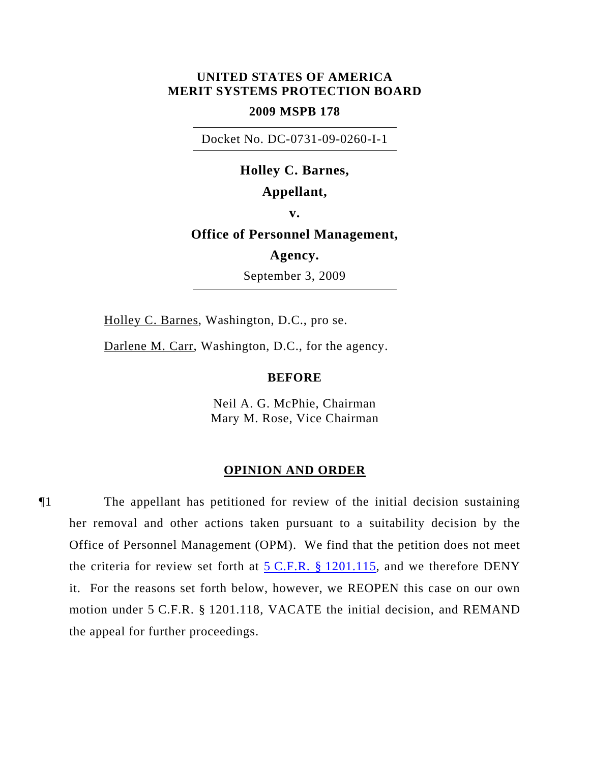**UNITED STATES OF AMERICA**
**MERIT SYSTEMS PROTECTION BOARD**

**2009 MSPB 178**

Docket No. DC-0731-09-0260-I-1

**Holley C. Barnes,**
**Appellant,**
**v.**
**Office of Personnel Management,**
**Agency.**

September 3, 2009

Holley C. Barnes, Washington, D.C., pro se.

Darlene M. Carr, Washington, D.C., for the agency.

**BEFORE**

Neil A. G. McPhie, Chairman
Mary M. Rose, Vice Chairman

## OPINION AND ORDER

¶1 The appellant has petitioned for review of the initial decision sustaining her removal and other actions taken pursuant to a suitability decision by the Office of Personnel Management (OPM). We find that the petition does not meet the criteria for review set forth at 5 C.F.R. § 1201.115, and we therefore DENY it. For the reasons set forth below, however, we REOPEN this case on our own motion under 5 C.F.R. § 1201.118, VACATE the initial decision, and REMAND the appeal for further proceedings.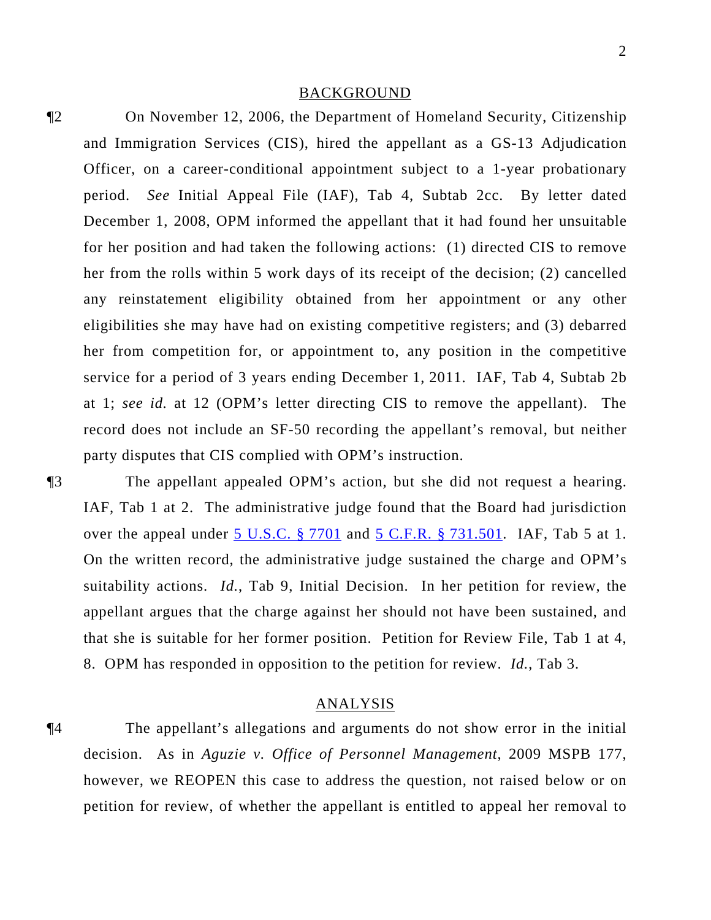## BACKGROUND

¶2 On November 12, 2006, the Department of Homeland Security, Citizenship and Immigration Services (CIS), hired the appellant as a GS-13 Adjudication Officer, on a career-conditional appointment subject to a 1-year probationary period. *See* Initial Appeal File (IAF), Tab 4, Subtab 2cc. By letter dated December 1, 2008, OPM informed the appellant that it had found her unsuitable for her position and had taken the following actions: (1) directed CIS to remove her from the rolls within 5 work days of its receipt of the decision; (2) cancelled any reinstatement eligibility obtained from her appointment or any other eligibilities she may have had on existing competitive registers; and (3) debarred her from competition for, or appointment to, any position in the competitive service for a period of 3 years ending December 1, 2011. IAF, Tab 4, Subtab 2b at 1; *see id.* at 12 (OPM's letter directing CIS to remove the appellant). The record does not include an SF-50 recording the appellant's removal, but neither party disputes that CIS complied with OPM's instruction.

¶3 The appellant appealed OPM's action, but she did not request a hearing. IAF, Tab 1 at 2. The administrative judge found that the Board had jurisdiction over the appeal under 5 U.S.C. § 7701 and 5 C.F.R. § 731.501. IAF, Tab 5 at 1. On the written record, the administrative judge sustained the charge and OPM's suitability actions. *Id.*, Tab 9, Initial Decision. In her petition for review, the appellant argues that the charge against her should not have been sustained, and that she is suitable for her former position. Petition for Review File, Tab 1 at 4, 8. OPM has responded in opposition to the petition for review. *Id.*, Tab 3.

## ANALYSIS

¶4 The appellant's allegations and arguments do not show error in the initial decision. As in *Aguzie v. Office of Personnel Management*, 2009 MSPB 177, however, we REOPEN this case to address the question, not raised below or on petition for review, of whether the appellant is entitled to appeal her removal to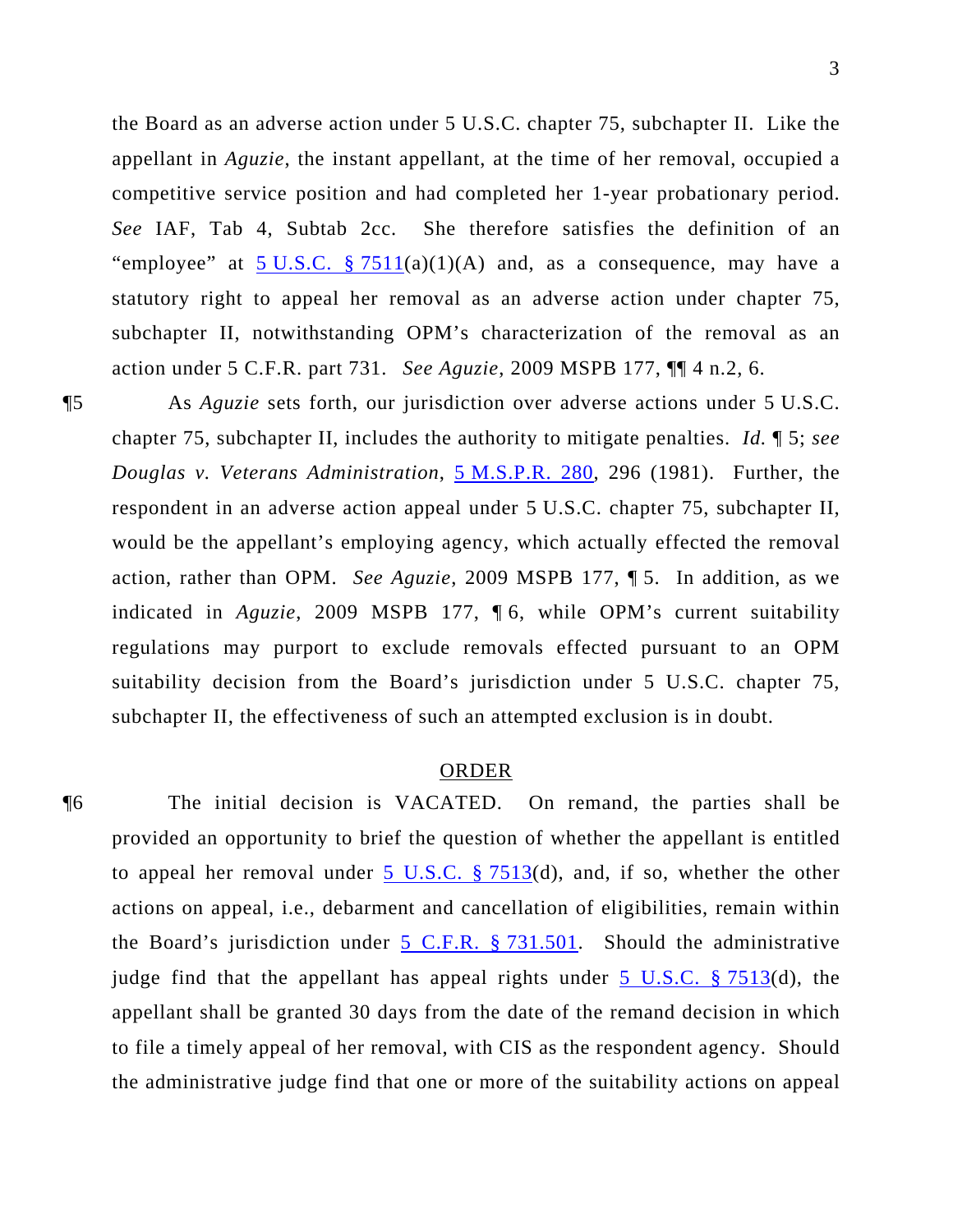the Board as an adverse action under 5 U.S.C. chapter 75, subchapter II. Like the appellant in *Aguzie*, the instant appellant, at the time of her removal, occupied a competitive service position and had completed her 1-year probationary period. *See* IAF, Tab 4, Subtab 2cc. She therefore satisfies the definition of an "employee" at 5 U.S.C. § 7511(a)(1)(A) and, as a consequence, may have a statutory right to appeal her removal as an adverse action under chapter 75, subchapter II, notwithstanding OPM's characterization of the removal as an action under 5 C.F.R. part 731. *See Aguzie*, 2009 MSPB 177, ¶¶ 4 n.2, 6.

¶5 As *Aguzie* sets forth, our jurisdiction over adverse actions under 5 U.S.C. chapter 75, subchapter II, includes the authority to mitigate penalties. *Id.* ¶ 5; *see Douglas v. Veterans Administration*, 5 M.S.P.R. 280, 296 (1981). Further, the respondent in an adverse action appeal under 5 U.S.C. chapter 75, subchapter II, would be the appellant's employing agency, which actually effected the removal action, rather than OPM. *See Aguzie*, 2009 MSPB 177, ¶ 5. In addition, as we indicated in *Aguzie*, 2009 MSPB 177, ¶ 6, while OPM's current suitability regulations may purport to exclude removals effected pursuant to an OPM suitability decision from the Board's jurisdiction under 5 U.S.C. chapter 75, subchapter II, the effectiveness of such an attempted exclusion is in doubt.

## ORDER

¶6 The initial decision is VACATED. On remand, the parties shall be provided an opportunity to brief the question of whether the appellant is entitled to appeal her removal under 5 U.S.C. § 7513(d), and, if so, whether the other actions on appeal, i.e., debarment and cancellation of eligibilities, remain within the Board's jurisdiction under 5 C.F.R. § 731.501. Should the administrative judge find that the appellant has appeal rights under 5 U.S.C. § 7513(d), the appellant shall be granted 30 days from the date of the remand decision in which to file a timely appeal of her removal, with CIS as the respondent agency. Should the administrative judge find that one or more of the suitability actions on appeal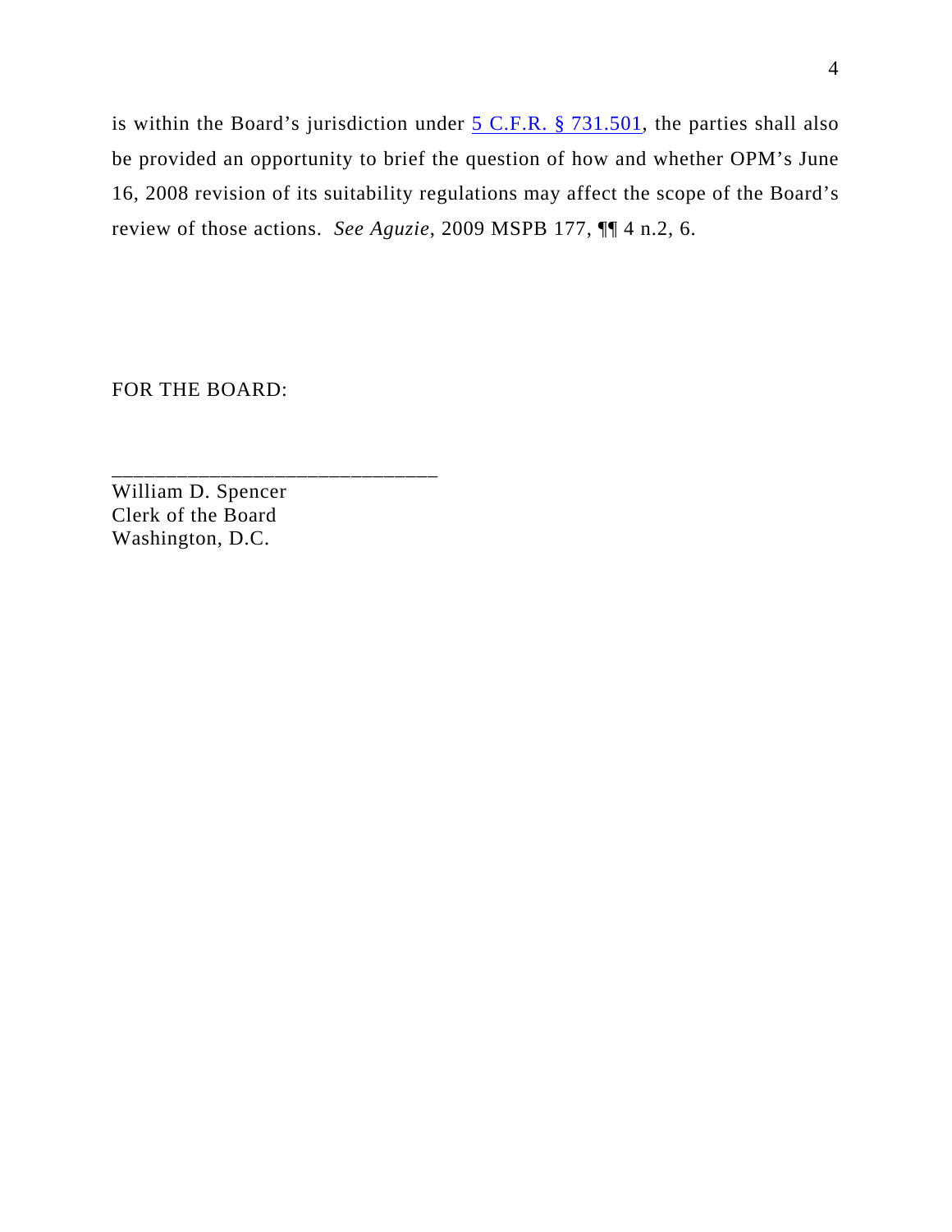is within the Board's jurisdiction under [5 C.F.R. § 731.501](), the parties shall also be provided an opportunity to brief the question of how and whether OPM's June 16, 2008 revision of its suitability regulations may affect the scope of the Board's review of those actions. *See Aguzie*, 2009 MSPB 177, ¶¶ 4 n.2, 6.

FOR THE BOARD:

______________________________
William D. Spencer
Clerk of the Board
Washington, D.C.